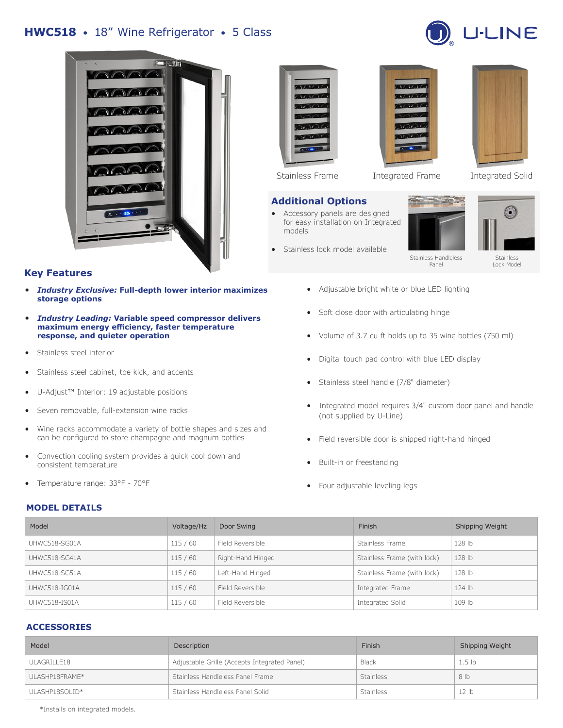# HWC518 • 18" Wine Refrigerator • 5 Class

U-LINE

Stainless Frame

Integrated Frame

Integrated Solid

## Additional Options

- Accessory panels are designed for easy installation on Integrated models
- Stainless lock model available

Stainless Handleless Panel

Stainless Lock Model

## Key Features

- ***Industry Exclusive:*** **Full-depth lower interior maximizes storage options**
- ***Industry Leading:*** **Variable speed compressor delivers maximum energy efficiency, faster temperature response, and quieter operation**
- Stainless steel interior
- Stainless steel cabinet, toe kick, and accents
- U-Adjust™ Interior: 19 adjustable positions
- Seven removable, full-extension wine racks
- Wine racks accommodate a variety of bottle shapes and sizes and can be configured to store champagne and magnum bottles
- Convection cooling system provides a quick cool down and consistent temperature
- Temperature range: 33°F - 70°F
- Adjustable bright white or blue LED lighting
- Soft close door with articulating hinge
- Volume of 3.7 cu ft holds up to 35 wine bottles (750 ml)
- Digital touch pad control with blue LED display
- Stainless steel handle (7/8" diameter)
- Integrated model requires 3/4" custom door panel and handle (not supplied by U-Line)
- Field reversible door is shipped right-hand hinged
- Built-in or freestanding
- Four adjustable leveling legs

## MODEL DETAILS

| Model | Voltage/Hz | Door Swing | Finish | Shipping Weight |
| --- | --- | --- | --- | --- |
| UHWC518-SG01A | 115 / 60 | Field Reversible | Stainless Frame | 128 lb |
| UHWC518-SG41A | 115 / 60 | Right-Hand Hinged | Stainless Frame (with lock) | 128 lb |
| UHWC518-SG51A | 115 / 60 | Left-Hand Hinged | Stainless Frame (with lock) | 128 lb |
| UHWC518-IG01A | 115 / 60 | Field Reversible | Integrated Frame | 124 lb |
| UHWC518-IS01A | 115 / 60 | Field Reversible | Integrated Solid | 109 lb |

## ACCESSORIES

| Model | Description | Finish | Shipping Weight |
| --- | --- | --- | --- |
| ULAGRILLE18 | Adjustable Grille (Accepts Integrated Panel) | Black | 1.5 lb |
| ULASHP18FRAME* | Stainless Handleless Panel Frame | Stainless | 8 lb |
| ULASHP18SOLID* | Stainless Handleless Panel Solid | Stainless | 12 lb |

*Installs on integrated models.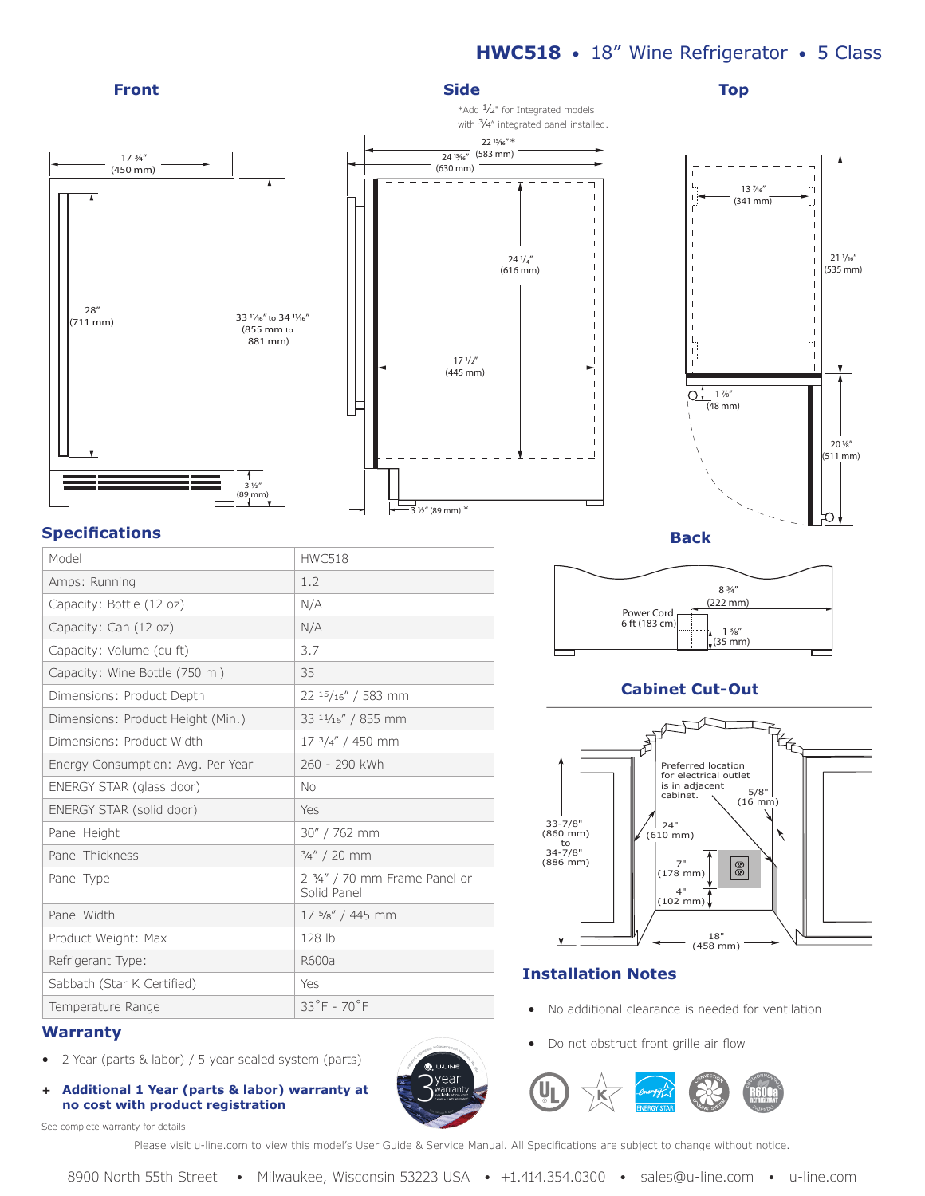# HWC518 • 18″ Wine Refrigerator • 5 Class

## Front

17 ¾″
(450 mm)

28″
(711 mm)

33 ¹¹⁄₁₆″ to 34 ¹¹⁄₁₆″
(855 mm to 881 mm)

3 ½″
(89 mm)

## Side

*Add ½″ for Integrated models with ¾″ integrated panel installed.

22 ¹⁵⁄₁₆″ *
(583 mm)

24 ¹³⁄₁₆″
(630 mm)

24 ¼″
(616 mm)

17 ½″
(445 mm)

3 ½″ (89 mm) *

## Top

13 ⁷⁄₁₆″
(341 mm)

21 ¹⁄₁₆″
(535 mm)

1 ⅞″
(48 mm)

20 ⅛″
(511 mm)

## Specifications

| | |
|---|---|
| Model | HWC518 |
| Amps: Running | 1.2 |
| Capacity: Bottle (12 oz) | N/A |
| Capacity: Can (12 oz) | N/A |
| Capacity: Volume (cu ft) | 3.7 |
| Capacity: Wine Bottle (750 ml) | 35 |
| Dimensions: Product Depth | 22 ¹⁵⁄₁₆″ / 583 mm |
| Dimensions: Product Height (Min.) | 33 ¹¹⁄₁₆″ / 855 mm |
| Dimensions: Product Width | 17 ¾″ / 450 mm |
| Energy Consumption: Avg. Per Year | 260 - 290 kWh |
| ENERGY STAR (glass door) | No |
| ENERGY STAR (solid door) | Yes |
| Panel Height | 30″ / 762 mm |
| Panel Thickness | ¾″ / 20 mm |
| Panel Type | 2 ¾″ / 70 mm Frame Panel or Solid Panel |
| Panel Width | 17 ⅝″ / 445 mm |
| Product Weight: Max | 128 lb |
| Refrigerant Type: | R600a |
| Sabbath (Star K Certified) | Yes |
| Temperature Range | 33˚F - 70˚F |

## Back

8 ¾″
(222 mm)

Power Cord
6 ft (183 cm)

1 ⅜″
(35 mm)

## Cabinet Cut-Out

Preferred location for electrical outlet is in adjacent cabinet.

5/8"
(16 mm)

33-7/8"
(860 mm)
to
34-7/8"
(886 mm)

24"
(610 mm)

7"
(178 mm)

4"
(102 mm)

18"
(458 mm)

## Warranty

- 2 Year (parts & labor) / 5 year sealed system (parts)

**+ Additional 1 Year (parts & labor) warranty at no cost with product registration**

See complete warranty for details

## Installation Notes

- No additional clearance is needed for ventilation
- Do not obstruct front grille air flow

Please visit u-line.com to view this model's User Guide & Service Manual. All Specifications are subject to change without notice.

8900 North 55th Street • Milwaukee, Wisconsin 53223 USA • +1.414.354.0300 • sales@u-line.com • u-line.com